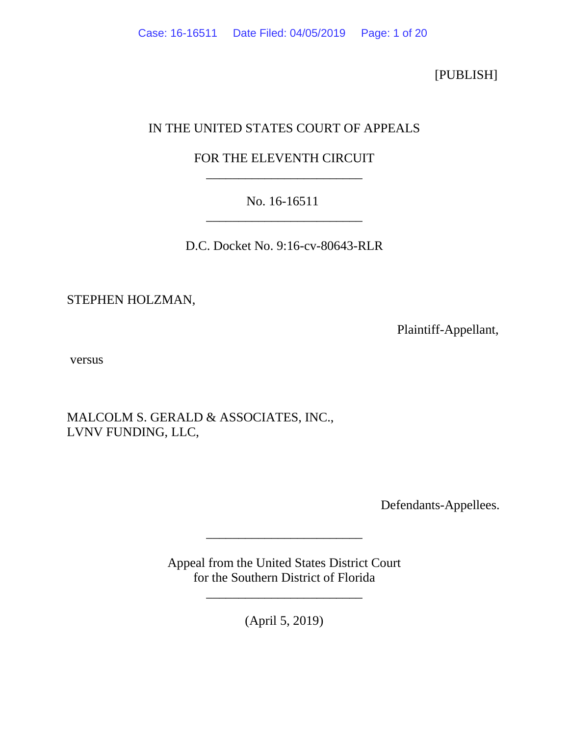[PUBLISH]

IN THE UNITED STATES COURT OF APPEALS

FOR THE ELEVENTH CIRCUIT

________________________

No. 16-16511

________________________

D.C. Docket No. 9:16-cv-80643-RLR

STEPHEN HOLZMAN,

Plaintiff-Appellant,

versus

MALCOLM S. GERALD & ASSOCIATES, INC.,
LVNV FUNDING, LLC,

Defendants-Appellees.

________________________

Appeal from the United States District Court
for the Southern District of Florida

________________________

(April 5, 2019)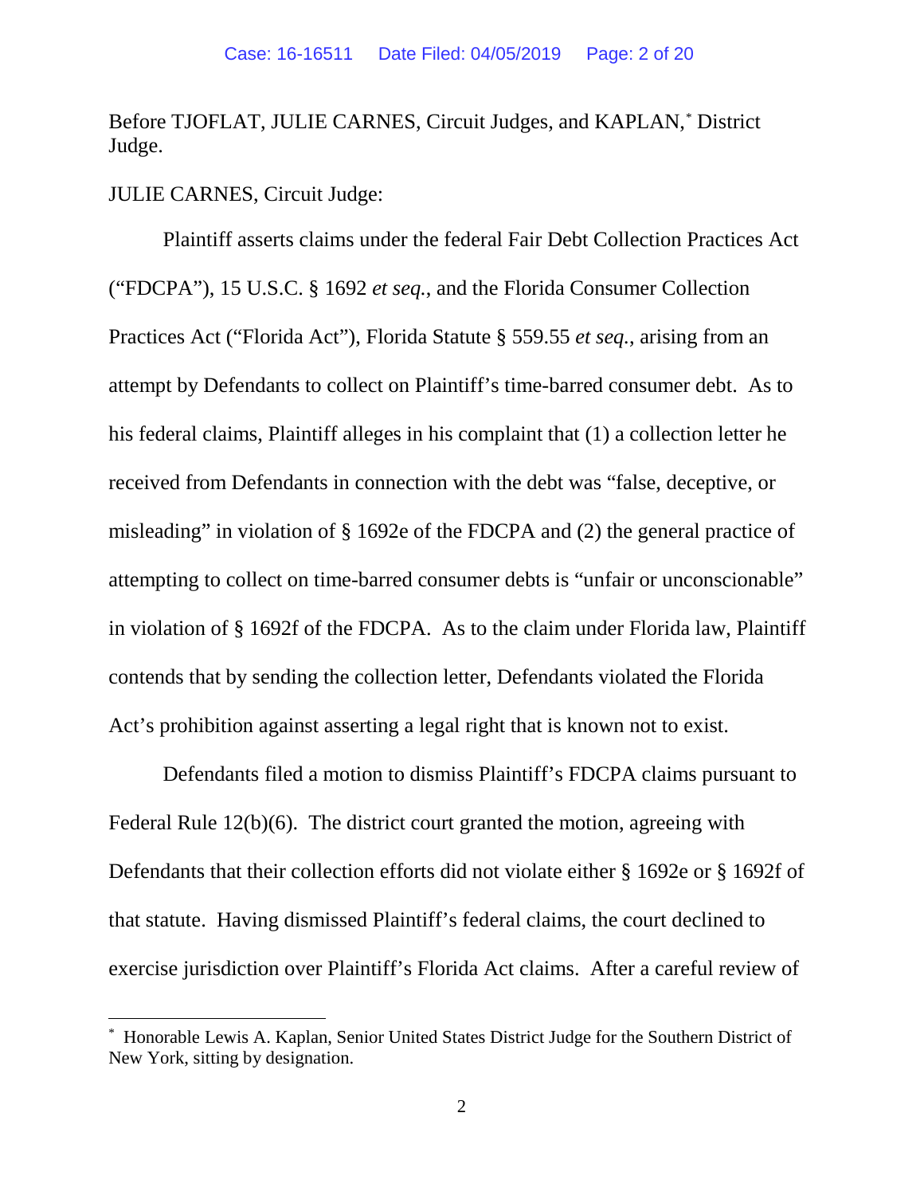Before TJOFLAT, JULIE CARNES, Circuit Judges, and KAPLAN,* District Judge.

JULIE CARNES, Circuit Judge:

Plaintiff asserts claims under the federal Fair Debt Collection Practices Act ("FDCPA"), 15 U.S.C. § 1692 *et seq.*, and the Florida Consumer Collection Practices Act ("Florida Act"), Florida Statute § 559.55 *et seq.*, arising from an attempt by Defendants to collect on Plaintiff's time-barred consumer debt. As to his federal claims, Plaintiff alleges in his complaint that (1) a collection letter he received from Defendants in connection with the debt was "false, deceptive, or misleading" in violation of § 1692e of the FDCPA and (2) the general practice of attempting to collect on time-barred consumer debts is "unfair or unconscionable" in violation of § 1692f of the FDCPA. As to the claim under Florida law, Plaintiff contends that by sending the collection letter, Defendants violated the Florida Act's prohibition against asserting a legal right that is known not to exist.

Defendants filed a motion to dismiss Plaintiff's FDCPA claims pursuant to Federal Rule 12(b)(6). The district court granted the motion, agreeing with Defendants that their collection efforts did not violate either § 1692e or § 1692f of that statute. Having dismissed Plaintiff's federal claims, the court declined to exercise jurisdiction over Plaintiff's Florida Act claims. After a careful review of

---

* Honorable Lewis A. Kaplan, Senior United States District Judge for the Southern District of New York, sitting by designation.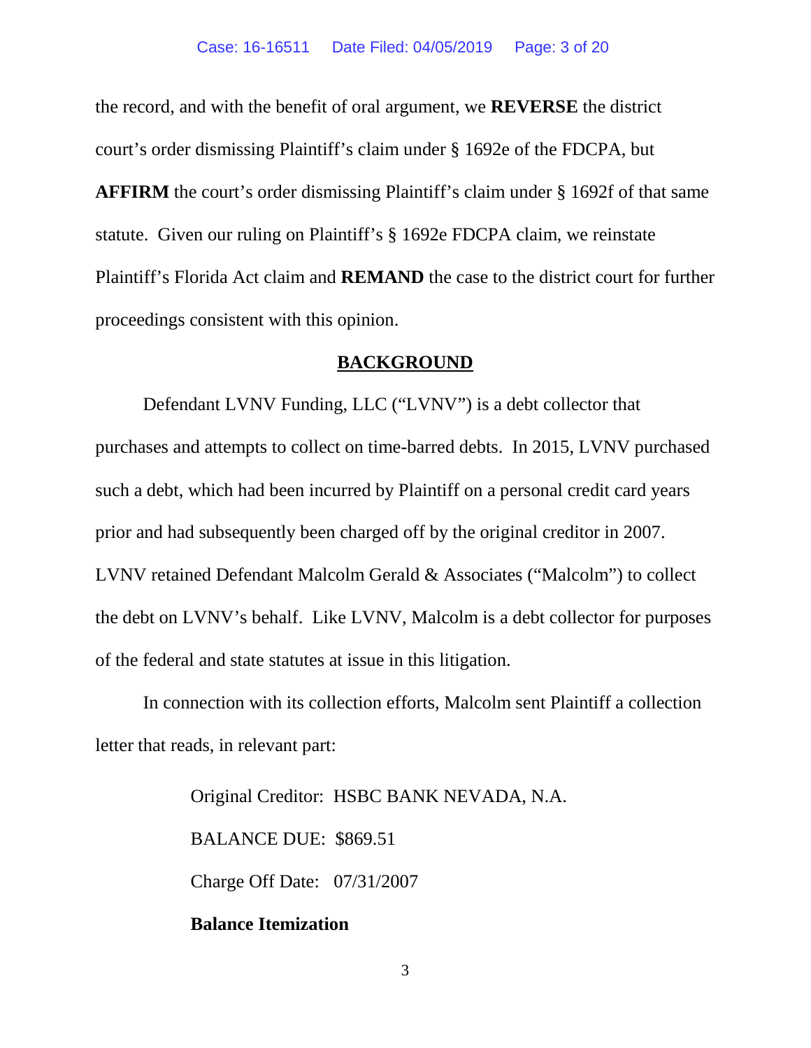the record, and with the benefit of oral argument, we **REVERSE** the district court's order dismissing Plaintiff's claim under § 1692e of the FDCPA, but **AFFIRM** the court's order dismissing Plaintiff's claim under § 1692f of that same statute. Given our ruling on Plaintiff's § 1692e FDCPA claim, we reinstate Plaintiff's Florida Act claim and **REMAND** the case to the district court for further proceedings consistent with this opinion.

## BACKGROUND

Defendant LVNV Funding, LLC ("LVNV") is a debt collector that purchases and attempts to collect on time-barred debts. In 2015, LVNV purchased such a debt, which had been incurred by Plaintiff on a personal credit card years prior and had subsequently been charged off by the original creditor in 2007. LVNV retained Defendant Malcolm Gerald & Associates ("Malcolm") to collect the debt on LVNV's behalf. Like LVNV, Malcolm is a debt collector for purposes of the federal and state statutes at issue in this litigation.

In connection with its collection efforts, Malcolm sent Plaintiff a collection letter that reads, in relevant part:

> Original Creditor: HSBC BANK NEVADA, N.A.
>
> BALANCE DUE: $869.51
>
> Charge Off Date: 07/31/2007
>
> **Balance Itemization**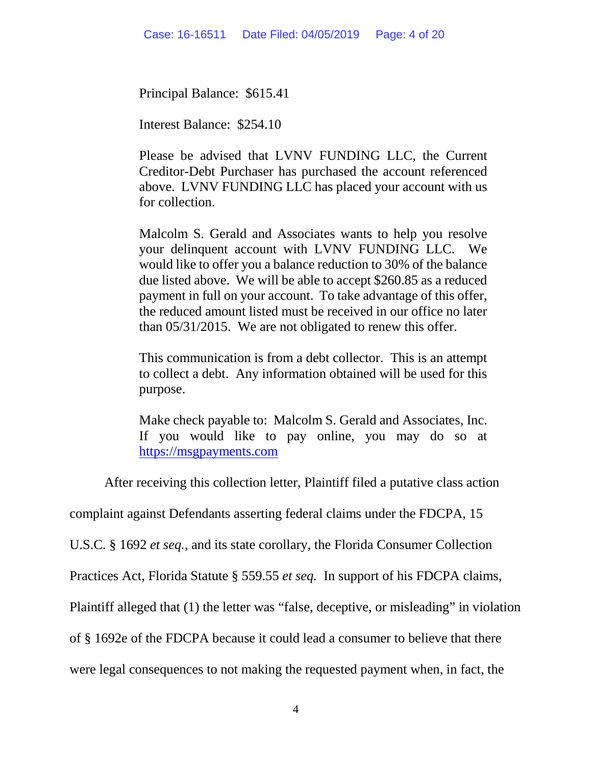> Principal Balance: $615.41
>
> Interest Balance: $254.10
>
> Please be advised that LVNV FUNDING LLC, the Current Creditor-Debt Purchaser has purchased the account referenced above. LVNV FUNDING LLC has placed your account with us for collection.
>
> Malcolm S. Gerald and Associates wants to help you resolve your delinquent account with LVNV FUNDING LLC. We would like to offer you a balance reduction to 30% of the balance due listed above. We will be able to accept $260.85 as a reduced payment in full on your account. To take advantage of this offer, the reduced amount listed must be received in our office no later than 05/31/2015. We are not obligated to renew this offer.
>
> This communication is from a debt collector. This is an attempt to collect a debt. Any information obtained will be used for this purpose.
>
> Make check payable to: Malcolm S. Gerald and Associates, Inc. If you would like to pay online, you may do so at https://msgpayments.com

After receiving this collection letter, Plaintiff filed a putative class action complaint against Defendants asserting federal claims under the FDCPA, 15 U.S.C. § 1692 *et seq.*, and its state corollary, the Florida Consumer Collection Practices Act, Florida Statute § 559.55 *et seq.* In support of his FDCPA claims, Plaintiff alleged that (1) the letter was "false, deceptive, or misleading" in violation of § 1692e of the FDCPA because it could lead a consumer to believe that there were legal consequences to not making the requested payment when, in fact, the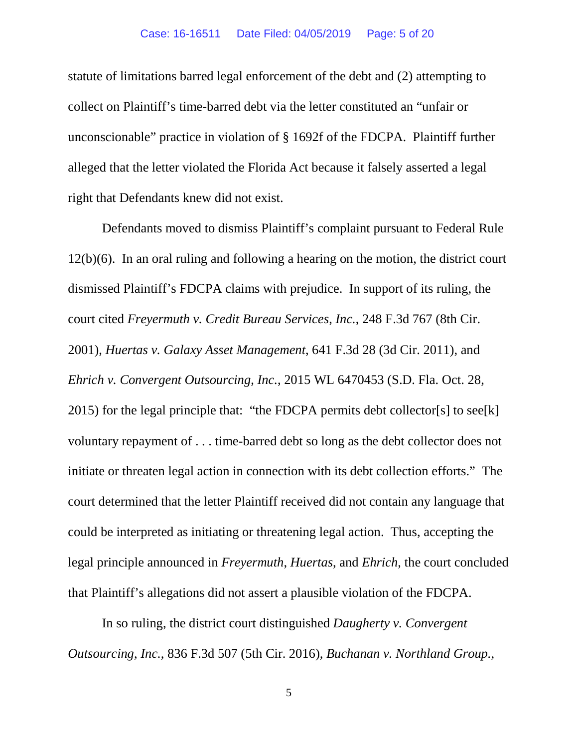statute of limitations barred legal enforcement of the debt and (2) attempting to collect on Plaintiff's time-barred debt via the letter constituted an "unfair or unconscionable" practice in violation of § 1692f of the FDCPA. Plaintiff further alleged that the letter violated the Florida Act because it falsely asserted a legal right that Defendants knew did not exist.

Defendants moved to dismiss Plaintiff's complaint pursuant to Federal Rule 12(b)(6). In an oral ruling and following a hearing on the motion, the district court dismissed Plaintiff's FDCPA claims with prejudice. In support of its ruling, the court cited *Freyermuth v. Credit Bureau Services, Inc.*, 248 F.3d 767 (8th Cir. 2001), *Huertas v. Galaxy Asset Management*, 641 F.3d 28 (3d Cir. 2011), and *Ehrich v. Convergent Outsourcing, Inc.*, 2015 WL 6470453 (S.D. Fla. Oct. 28, 2015) for the legal principle that: "the FDCPA permits debt collector[s] to see[k] voluntary repayment of . . . time-barred debt so long as the debt collector does not initiate or threaten legal action in connection with its debt collection efforts." The court determined that the letter Plaintiff received did not contain any language that could be interpreted as initiating or threatening legal action. Thus, accepting the legal principle announced in *Freyermuth*, *Huertas*, and *Ehrich*, the court concluded that Plaintiff's allegations did not assert a plausible violation of the FDCPA.

In so ruling, the district court distinguished *Daugherty v. Convergent Outsourcing, Inc.*, 836 F.3d 507 (5th Cir. 2016), *Buchanan v. Northland Group.*,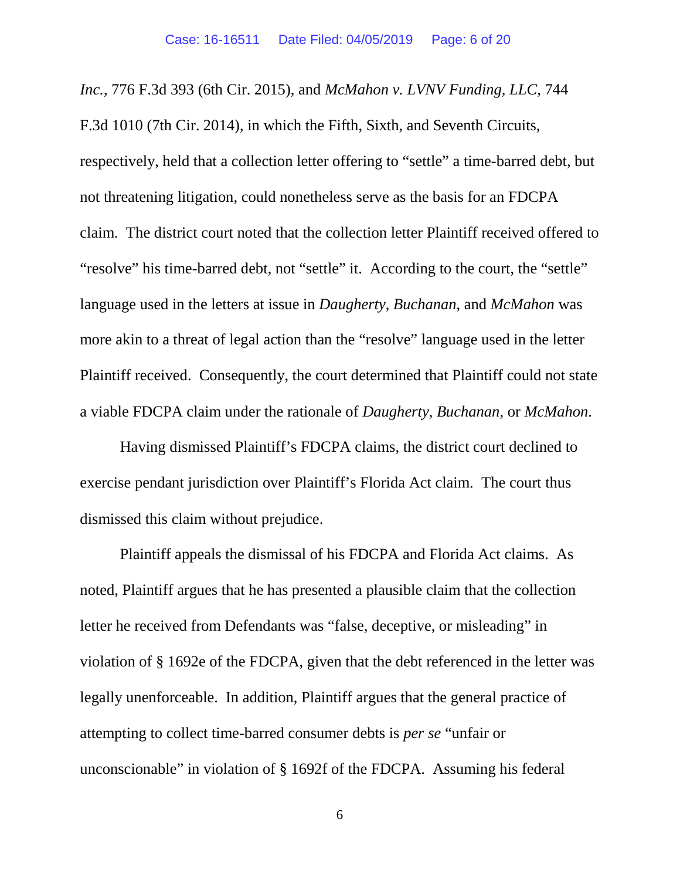*Inc.*, 776 F.3d 393 (6th Cir. 2015), and *McMahon v. LVNV Funding, LLC*, 744 F.3d 1010 (7th Cir. 2014), in which the Fifth, Sixth, and Seventh Circuits, respectively, held that a collection letter offering to "settle" a time-barred debt, but not threatening litigation, could nonetheless serve as the basis for an FDCPA claim. The district court noted that the collection letter Plaintiff received offered to "resolve" his time-barred debt, not "settle" it. According to the court, the "settle" language used in the letters at issue in *Daugherty*, *Buchanan*, and *McMahon* was more akin to a threat of legal action than the "resolve" language used in the letter Plaintiff received. Consequently, the court determined that Plaintiff could not state a viable FDCPA claim under the rationale of *Daugherty*, *Buchanan*, or *McMahon*.

Having dismissed Plaintiff's FDCPA claims, the district court declined to exercise pendant jurisdiction over Plaintiff's Florida Act claim. The court thus dismissed this claim without prejudice.

Plaintiff appeals the dismissal of his FDCPA and Florida Act claims. As noted, Plaintiff argues that he has presented a plausible claim that the collection letter he received from Defendants was "false, deceptive, or misleading" in violation of § 1692e of the FDCPA, given that the debt referenced in the letter was legally unenforceable. In addition, Plaintiff argues that the general practice of attempting to collect time-barred consumer debts is *per se* "unfair or unconscionable" in violation of § 1692f of the FDCPA. Assuming his federal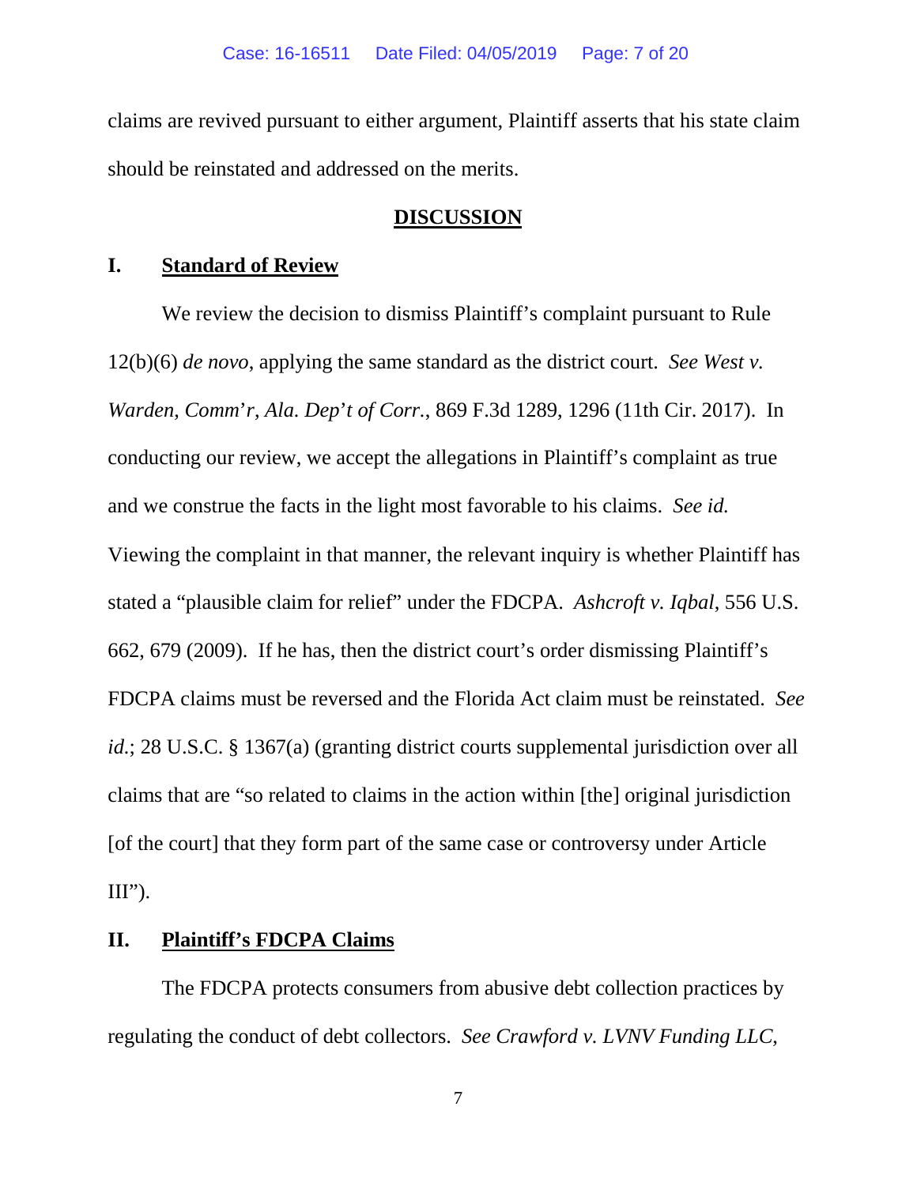claims are revived pursuant to either argument, Plaintiff asserts that his state claim should be reinstated and addressed on the merits.

## DISCUSSION

### I. Standard of Review

We review the decision to dismiss Plaintiff's complaint pursuant to Rule 12(b)(6) *de novo*, applying the same standard as the district court. *See West v. Warden, Comm'r, Ala. Dep't of Corr.*, 869 F.3d 1289, 1296 (11th Cir. 2017). In conducting our review, we accept the allegations in Plaintiff's complaint as true and we construe the facts in the light most favorable to his claims. *See id.* Viewing the complaint in that manner, the relevant inquiry is whether Plaintiff has stated a "plausible claim for relief" under the FDCPA. *Ashcroft v. Iqbal*, 556 U.S. 662, 679 (2009). If he has, then the district court's order dismissing Plaintiff's FDCPA claims must be reversed and the Florida Act claim must be reinstated. *See id.*; 28 U.S.C. § 1367(a) (granting district courts supplemental jurisdiction over all claims that are "so related to claims in the action within [the] original jurisdiction [of the court] that they form part of the same case or controversy under Article III").

### II. Plaintiff's FDCPA Claims

The FDCPA protects consumers from abusive debt collection practices by regulating the conduct of debt collectors. *See Crawford v. LVNV Funding LLC*,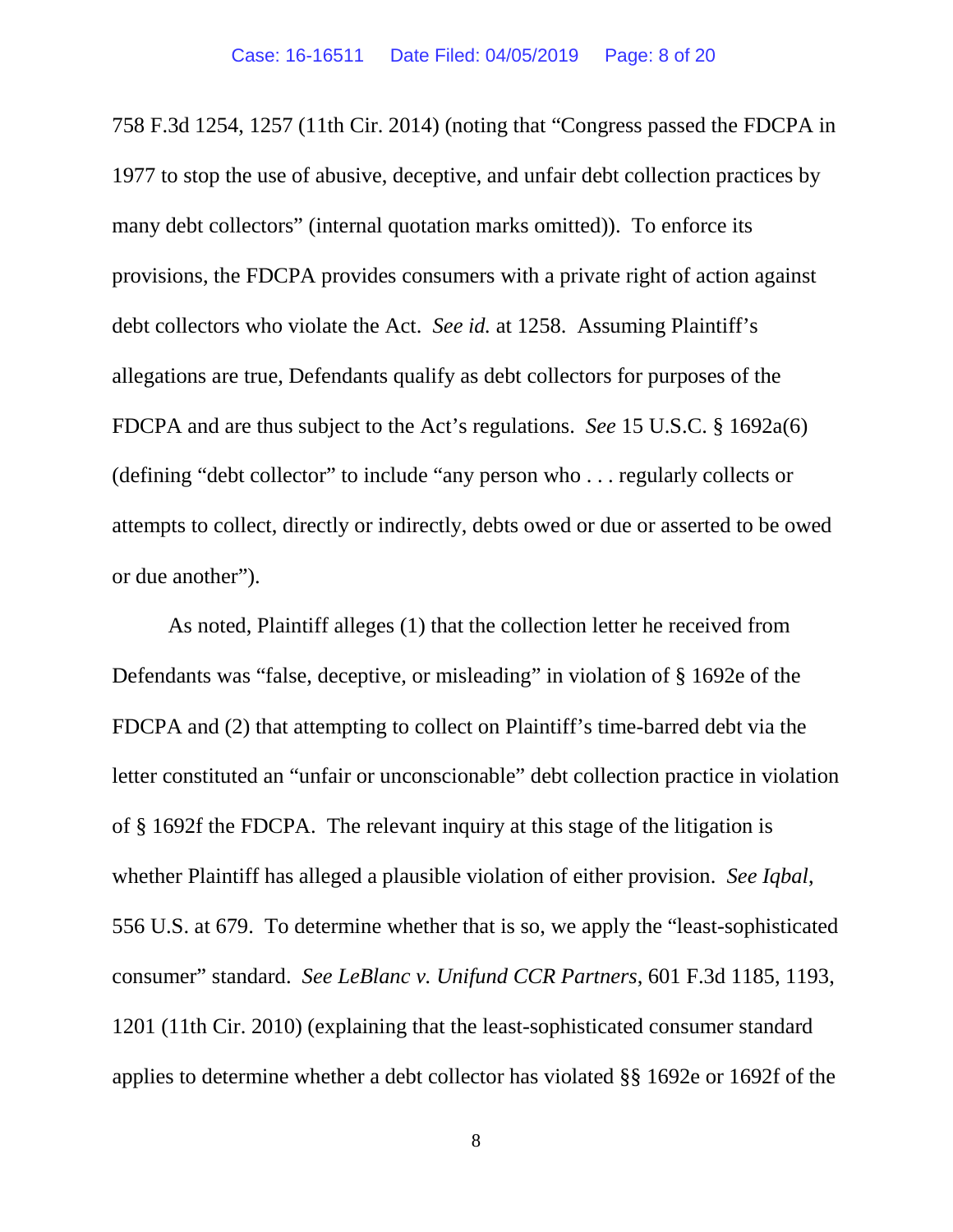758 F.3d 1254, 1257 (11th Cir. 2014) (noting that "Congress passed the FDCPA in 1977 to stop the use of abusive, deceptive, and unfair debt collection practices by many debt collectors" (internal quotation marks omitted)). To enforce its provisions, the FDCPA provides consumers with a private right of action against debt collectors who violate the Act. *See id.* at 1258. Assuming Plaintiff's allegations are true, Defendants qualify as debt collectors for purposes of the FDCPA and are thus subject to the Act's regulations. *See* 15 U.S.C. § 1692a(6) (defining "debt collector" to include "any person who . . . regularly collects or attempts to collect, directly or indirectly, debts owed or due or asserted to be owed or due another").

As noted, Plaintiff alleges (1) that the collection letter he received from Defendants was "false, deceptive, or misleading" in violation of § 1692e of the FDCPA and (2) that attempting to collect on Plaintiff's time-barred debt via the letter constituted an "unfair or unconscionable" debt collection practice in violation of § 1692f the FDCPA. The relevant inquiry at this stage of the litigation is whether Plaintiff has alleged a plausible violation of either provision. *See Iqbal*, 556 U.S. at 679. To determine whether that is so, we apply the "least-sophisticated consumer" standard. *See LeBlanc v. Unifund CCR Partners*, 601 F.3d 1185, 1193, 1201 (11th Cir. 2010) (explaining that the least-sophisticated consumer standard applies to determine whether a debt collector has violated §§ 1692e or 1692f of the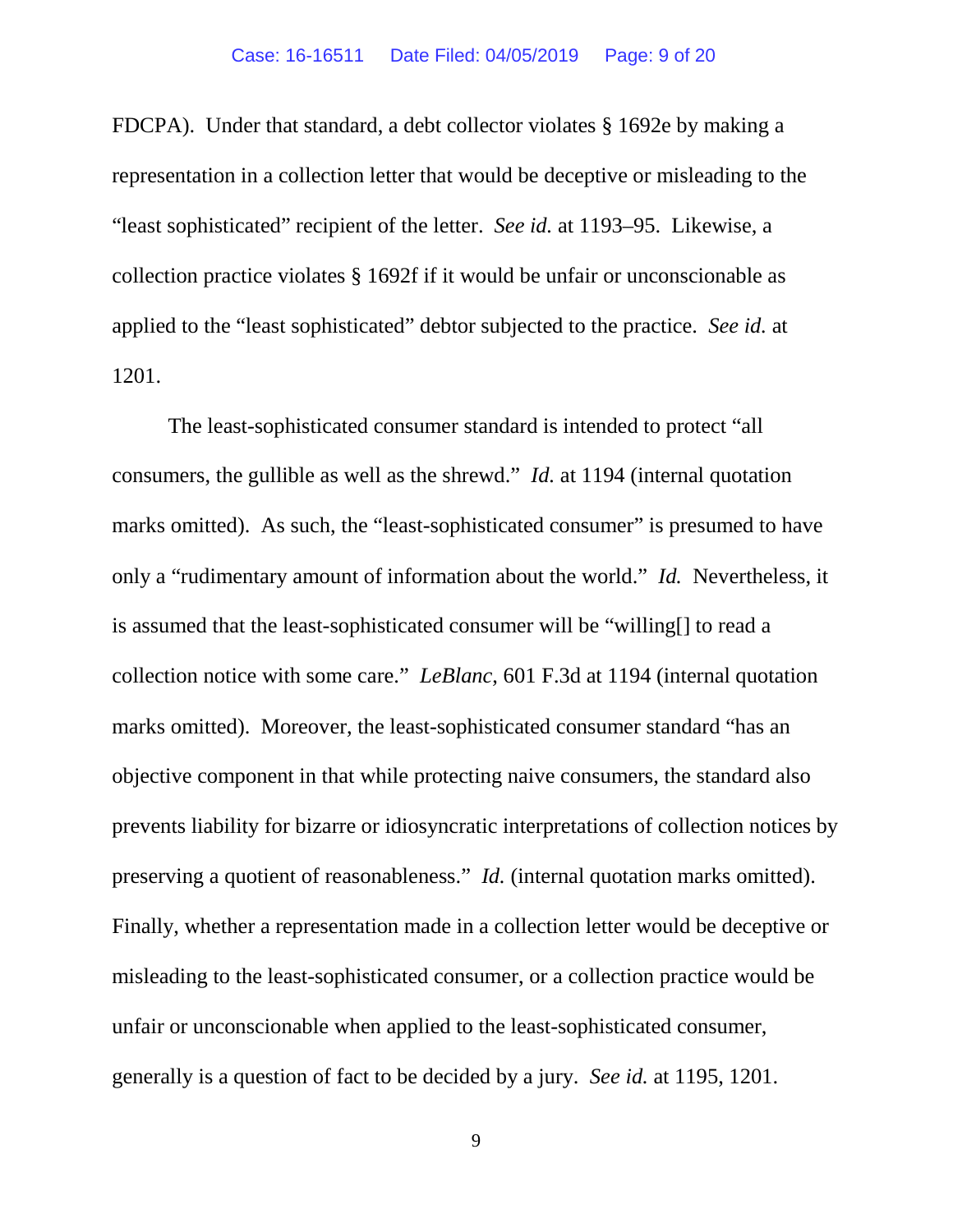FDCPA). Under that standard, a debt collector violates § 1692e by making a representation in a collection letter that would be deceptive or misleading to the "least sophisticated" recipient of the letter. *See id.* at 1193–95. Likewise, a collection practice violates § 1692f if it would be unfair or unconscionable as applied to the "least sophisticated" debtor subjected to the practice. *See id.* at 1201.

The least-sophisticated consumer standard is intended to protect "all consumers, the gullible as well as the shrewd." *Id.* at 1194 (internal quotation marks omitted). As such, the "least-sophisticated consumer" is presumed to have only a "rudimentary amount of information about the world." *Id.* Nevertheless, it is assumed that the least-sophisticated consumer will be "willing[] to read a collection notice with some care." *LeBlanc*, 601 F.3d at 1194 (internal quotation marks omitted). Moreover, the least-sophisticated consumer standard "has an objective component in that while protecting naive consumers, the standard also prevents liability for bizarre or idiosyncratic interpretations of collection notices by preserving a quotient of reasonableness." *Id.* (internal quotation marks omitted). Finally, whether a representation made in a collection letter would be deceptive or misleading to the least-sophisticated consumer, or a collection practice would be unfair or unconscionable when applied to the least-sophisticated consumer, generally is a question of fact to be decided by a jury. *See id.* at 1195, 1201.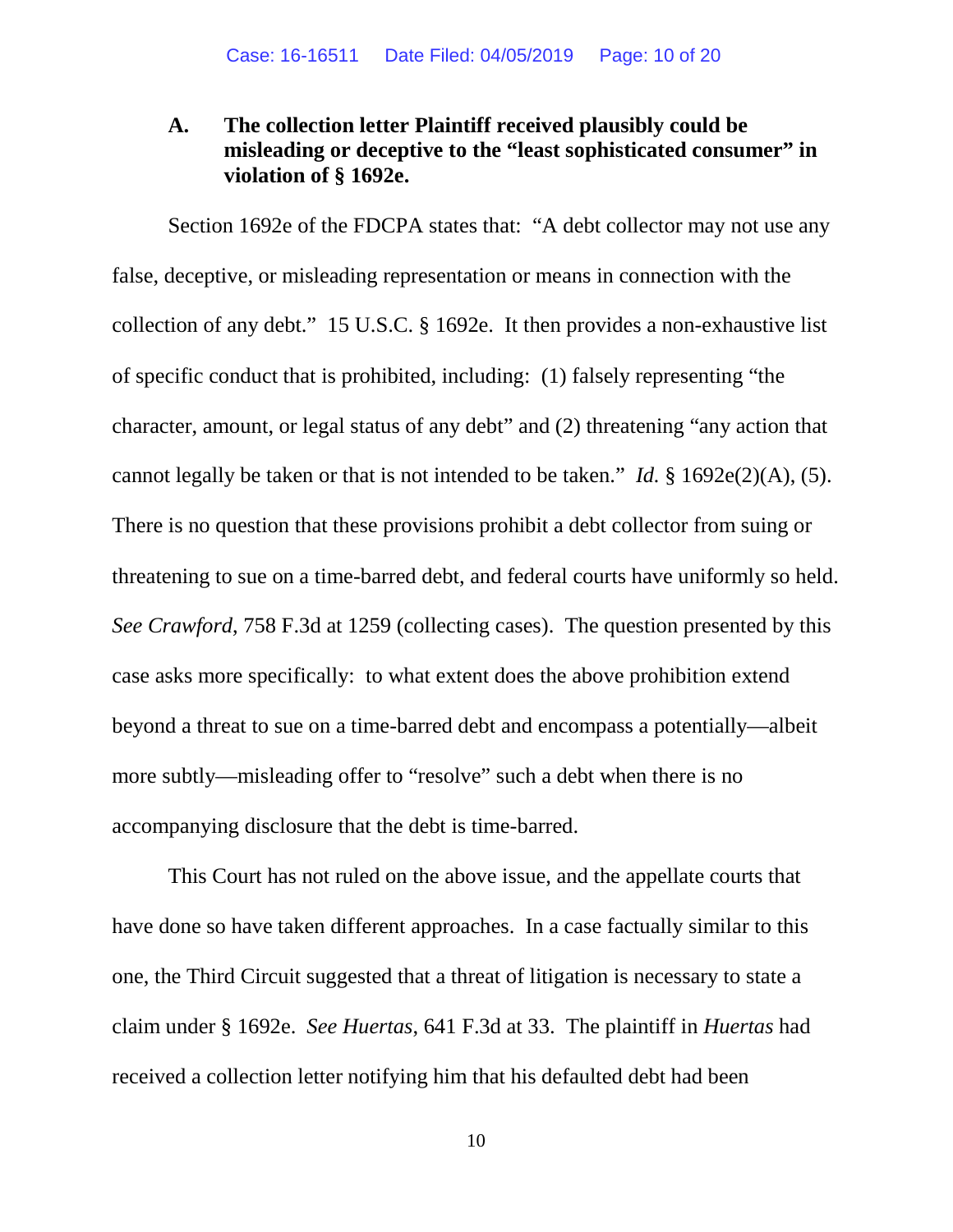### A. The collection letter Plaintiff received plausibly could be misleading or deceptive to the "least sophisticated consumer" in violation of § 1692e.

Section 1692e of the FDCPA states that: "A debt collector may not use any false, deceptive, or misleading representation or means in connection with the collection of any debt." 15 U.S.C. § 1692e. It then provides a non-exhaustive list of specific conduct that is prohibited, including: (1) falsely representing "the character, amount, or legal status of any debt" and (2) threatening "any action that cannot legally be taken or that is not intended to be taken." *Id.* § 1692e(2)(A), (5). There is no question that these provisions prohibit a debt collector from suing or threatening to sue on a time-barred debt, and federal courts have uniformly so held. *See Crawford*, 758 F.3d at 1259 (collecting cases). The question presented by this case asks more specifically: to what extent does the above prohibition extend beyond a threat to sue on a time-barred debt and encompass a potentially—albeit more subtly—misleading offer to "resolve" such a debt when there is no accompanying disclosure that the debt is time-barred.

This Court has not ruled on the above issue, and the appellate courts that have done so have taken different approaches. In a case factually similar to this one, the Third Circuit suggested that a threat of litigation is necessary to state a claim under § 1692e. *See Huertas*, 641 F.3d at 33. The plaintiff in *Huertas* had received a collection letter notifying him that his defaulted debt had been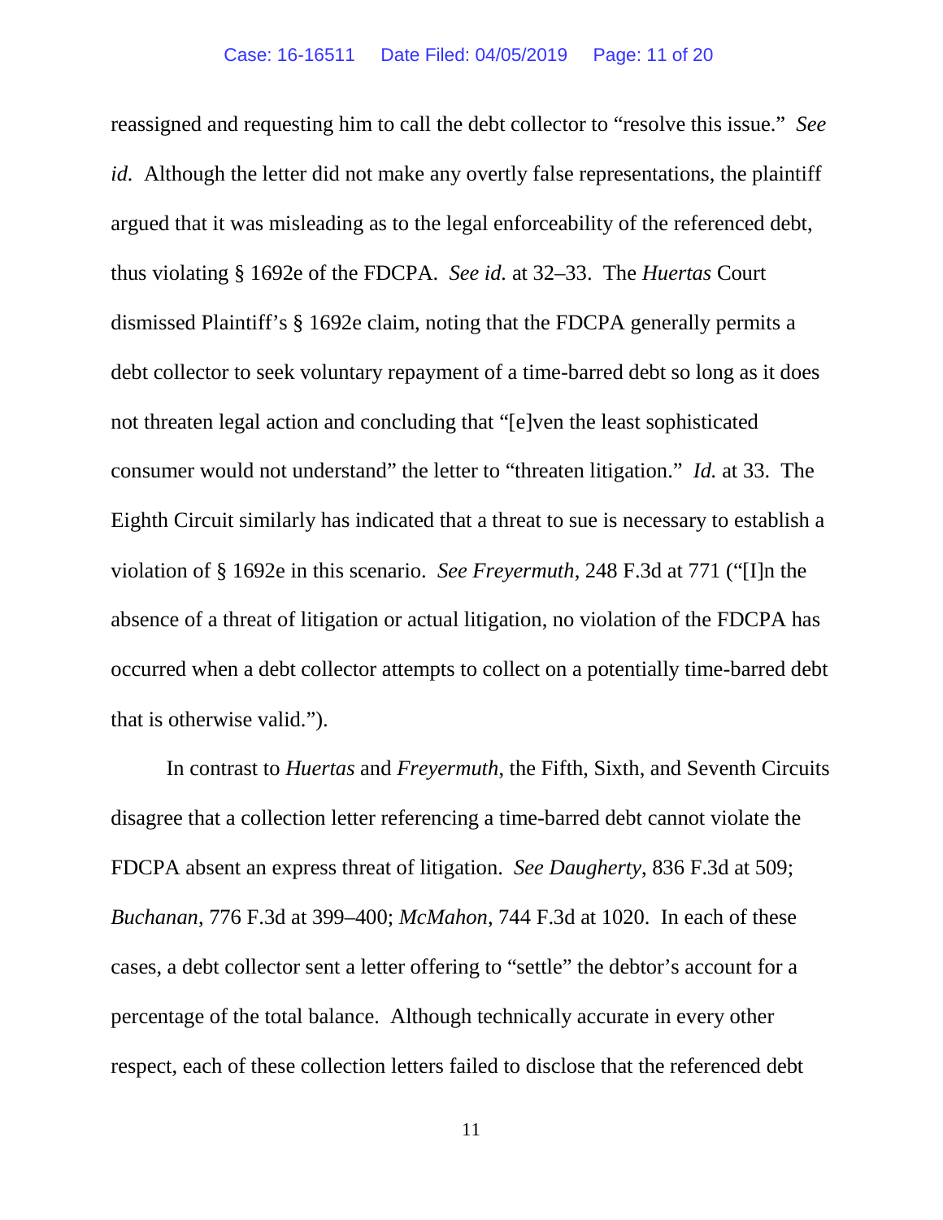reassigned and requesting him to call the debt collector to "resolve this issue." *See id.* Although the letter did not make any overtly false representations, the plaintiff argued that it was misleading as to the legal enforceability of the referenced debt, thus violating § 1692e of the FDCPA. *See id.* at 32–33. The *Huertas* Court dismissed Plaintiff's § 1692e claim, noting that the FDCPA generally permits a debt collector to seek voluntary repayment of a time-barred debt so long as it does not threaten legal action and concluding that "[e]ven the least sophisticated consumer would not understand" the letter to "threaten litigation." *Id.* at 33. The Eighth Circuit similarly has indicated that a threat to sue is necessary to establish a violation of § 1692e in this scenario. *See Freyermuth*, 248 F.3d at 771 ("[I]n the absence of a threat of litigation or actual litigation, no violation of the FDCPA has occurred when a debt collector attempts to collect on a potentially time-barred debt that is otherwise valid.").

In contrast to *Huertas* and *Freyermuth*, the Fifth, Sixth, and Seventh Circuits disagree that a collection letter referencing a time-barred debt cannot violate the FDCPA absent an express threat of litigation. *See Daugherty*, 836 F.3d at 509; *Buchanan*, 776 F.3d at 399–400; *McMahon*, 744 F.3d at 1020. In each of these cases, a debt collector sent a letter offering to "settle" the debtor's account for a percentage of the total balance. Although technically accurate in every other respect, each of these collection letters failed to disclose that the referenced debt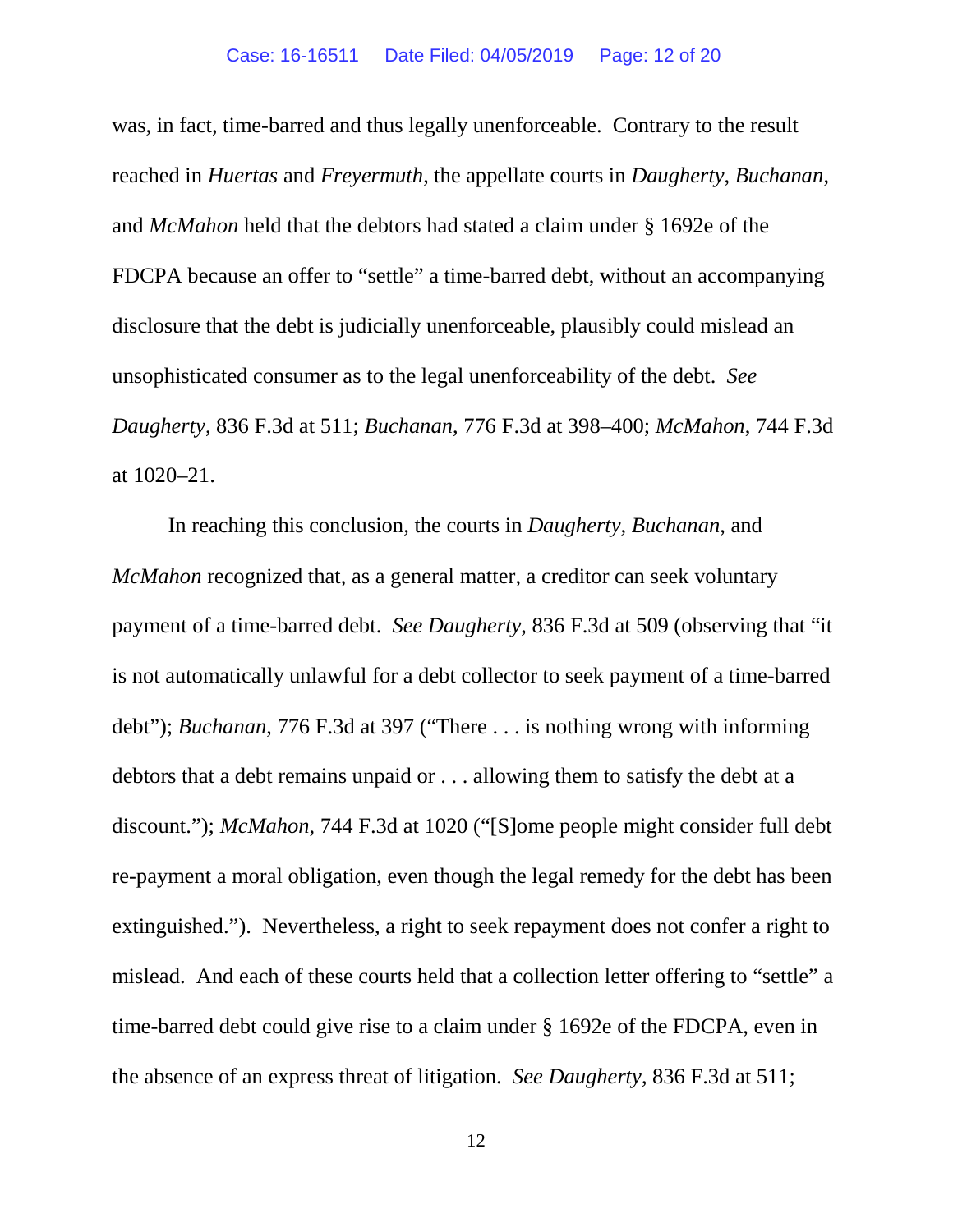was, in fact, time-barred and thus legally unenforceable. Contrary to the result reached in *Huertas* and *Freyermuth*, the appellate courts in *Daugherty*, *Buchanan*, and *McMahon* held that the debtors had stated a claim under § 1692e of the FDCPA because an offer to "settle" a time-barred debt, without an accompanying disclosure that the debt is judicially unenforceable, plausibly could mislead an unsophisticated consumer as to the legal unenforceability of the debt. *See Daugherty*, 836 F.3d at 511; *Buchanan*, 776 F.3d at 398–400; *McMahon*, 744 F.3d at 1020–21.

In reaching this conclusion, the courts in *Daugherty*, *Buchanan*, and *McMahon* recognized that, as a general matter, a creditor can seek voluntary payment of a time-barred debt. *See Daugherty*, 836 F.3d at 509 (observing that "it is not automatically unlawful for a debt collector to seek payment of a time-barred debt"); *Buchanan*, 776 F.3d at 397 ("There . . . is nothing wrong with informing debtors that a debt remains unpaid or . . . allowing them to satisfy the debt at a discount."); *McMahon*, 744 F.3d at 1020 ("[S]ome people might consider full debt re-payment a moral obligation, even though the legal remedy for the debt has been extinguished."). Nevertheless, a right to seek repayment does not confer a right to mislead. And each of these courts held that a collection letter offering to "settle" a time-barred debt could give rise to a claim under § 1692e of the FDCPA, even in the absence of an express threat of litigation. *See Daugherty*, 836 F.3d at 511;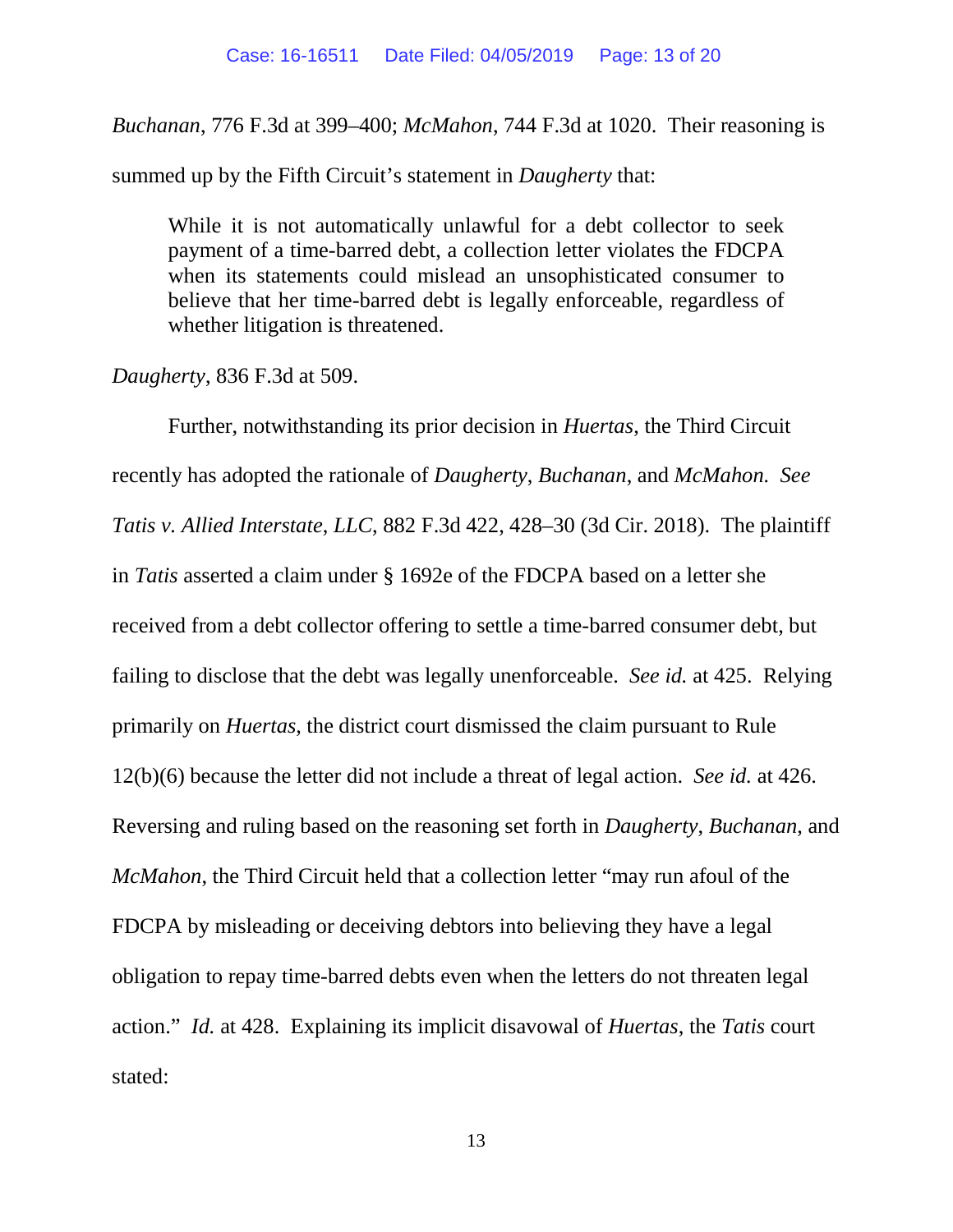*Buchanan*, 776 F.3d at 399–400; *McMahon*, 744 F.3d at 1020. Their reasoning is summed up by the Fifth Circuit's statement in *Daugherty* that:

> While it is not automatically unlawful for a debt collector to seek payment of a time-barred debt, a collection letter violates the FDCPA when its statements could mislead an unsophisticated consumer to believe that her time-barred debt is legally enforceable, regardless of whether litigation is threatened.

*Daugherty*, 836 F.3d at 509.

Further, notwithstanding its prior decision in *Huertas*, the Third Circuit recently has adopted the rationale of *Daugherty*, *Buchanan*, and *McMahon*. *See Tatis v. Allied Interstate, LLC*, 882 F.3d 422, 428–30 (3d Cir. 2018). The plaintiff in *Tatis* asserted a claim under § 1692e of the FDCPA based on a letter she received from a debt collector offering to settle a time-barred consumer debt, but failing to disclose that the debt was legally unenforceable. *See id.* at 425. Relying primarily on *Huertas*, the district court dismissed the claim pursuant to Rule 12(b)(6) because the letter did not include a threat of legal action. *See id.* at 426. Reversing and ruling based on the reasoning set forth in *Daugherty*, *Buchanan*, and *McMahon*, the Third Circuit held that a collection letter "may run afoul of the FDCPA by misleading or deceiving debtors into believing they have a legal obligation to repay time-barred debts even when the letters do not threaten legal action." *Id.* at 428. Explaining its implicit disavowal of *Huertas*, the *Tatis* court stated: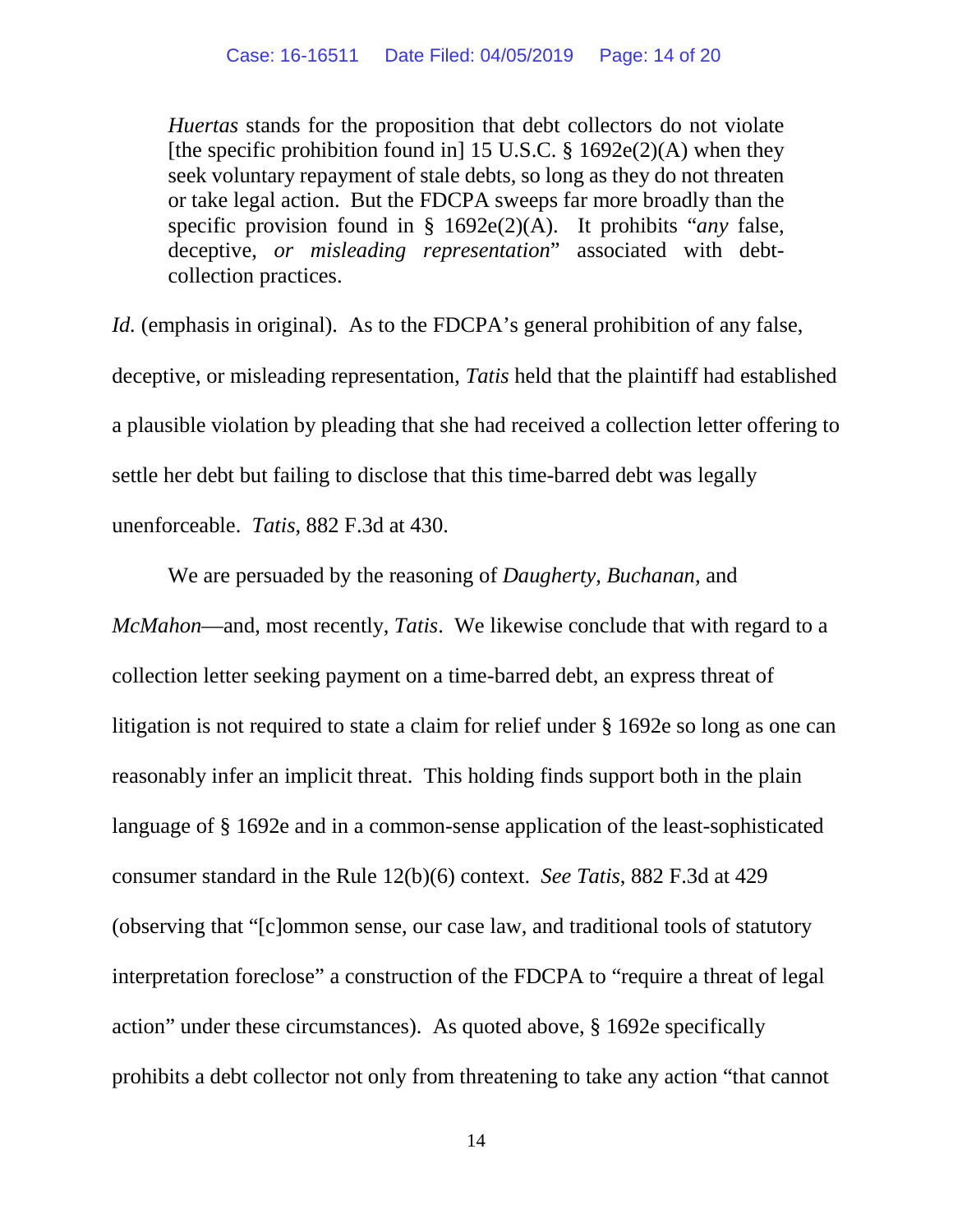> *Huertas* stands for the proposition that debt collectors do not violate [the specific prohibition found in] 15 U.S.C. § 1692e(2)(A) when they seek voluntary repayment of stale debts, so long as they do not threaten or take legal action. But the FDCPA sweeps far more broadly than the specific provision found in § 1692e(2)(A). It prohibits "*any* false, deceptive, *or misleading representation*" associated with debt-collection practices.

*Id.* (emphasis in original). As to the FDCPA's general prohibition of any false, deceptive, or misleading representation, *Tatis* held that the plaintiff had established a plausible violation by pleading that she had received a collection letter offering to settle her debt but failing to disclose that this time-barred debt was legally unenforceable. *Tatis*, 882 F.3d at 430.

We are persuaded by the reasoning of *Daugherty*, *Buchanan*, and *McMahon*—and, most recently, *Tatis*. We likewise conclude that with regard to a collection letter seeking payment on a time-barred debt, an express threat of litigation is not required to state a claim for relief under § 1692e so long as one can reasonably infer an implicit threat. This holding finds support both in the plain language of § 1692e and in a common-sense application of the least-sophisticated consumer standard in the Rule 12(b)(6) context. *See Tatis*, 882 F.3d at 429 (observing that "[c]ommon sense, our case law, and traditional tools of statutory interpretation foreclose" a construction of the FDCPA to "require a threat of legal action" under these circumstances). As quoted above, § 1692e specifically prohibits a debt collector not only from threatening to take any action "that cannot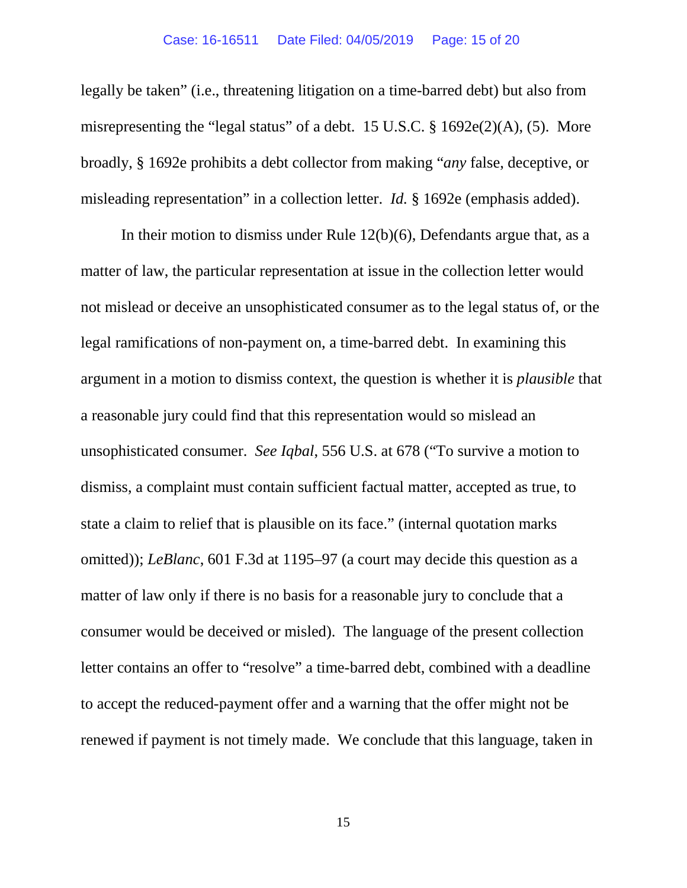legally be taken" (i.e., threatening litigation on a time-barred debt) but also from misrepresenting the "legal status" of a debt. 15 U.S.C. § 1692e(2)(A), (5). More broadly, § 1692e prohibits a debt collector from making "*any* false, deceptive, or misleading representation" in a collection letter. *Id.* § 1692e (emphasis added).

In their motion to dismiss under Rule 12(b)(6), Defendants argue that, as a matter of law, the particular representation at issue in the collection letter would not mislead or deceive an unsophisticated consumer as to the legal status of, or the legal ramifications of non-payment on, a time-barred debt. In examining this argument in a motion to dismiss context, the question is whether it is *plausible* that a reasonable jury could find that this representation would so mislead an unsophisticated consumer. *See Iqbal*, 556 U.S. at 678 ("To survive a motion to dismiss, a complaint must contain sufficient factual matter, accepted as true, to state a claim to relief that is plausible on its face." (internal quotation marks omitted)); *LeBlanc*, 601 F.3d at 1195–97 (a court may decide this question as a matter of law only if there is no basis for a reasonable jury to conclude that a consumer would be deceived or misled). The language of the present collection letter contains an offer to "resolve" a time-barred debt, combined with a deadline to accept the reduced-payment offer and a warning that the offer might not be renewed if payment is not timely made. We conclude that this language, taken in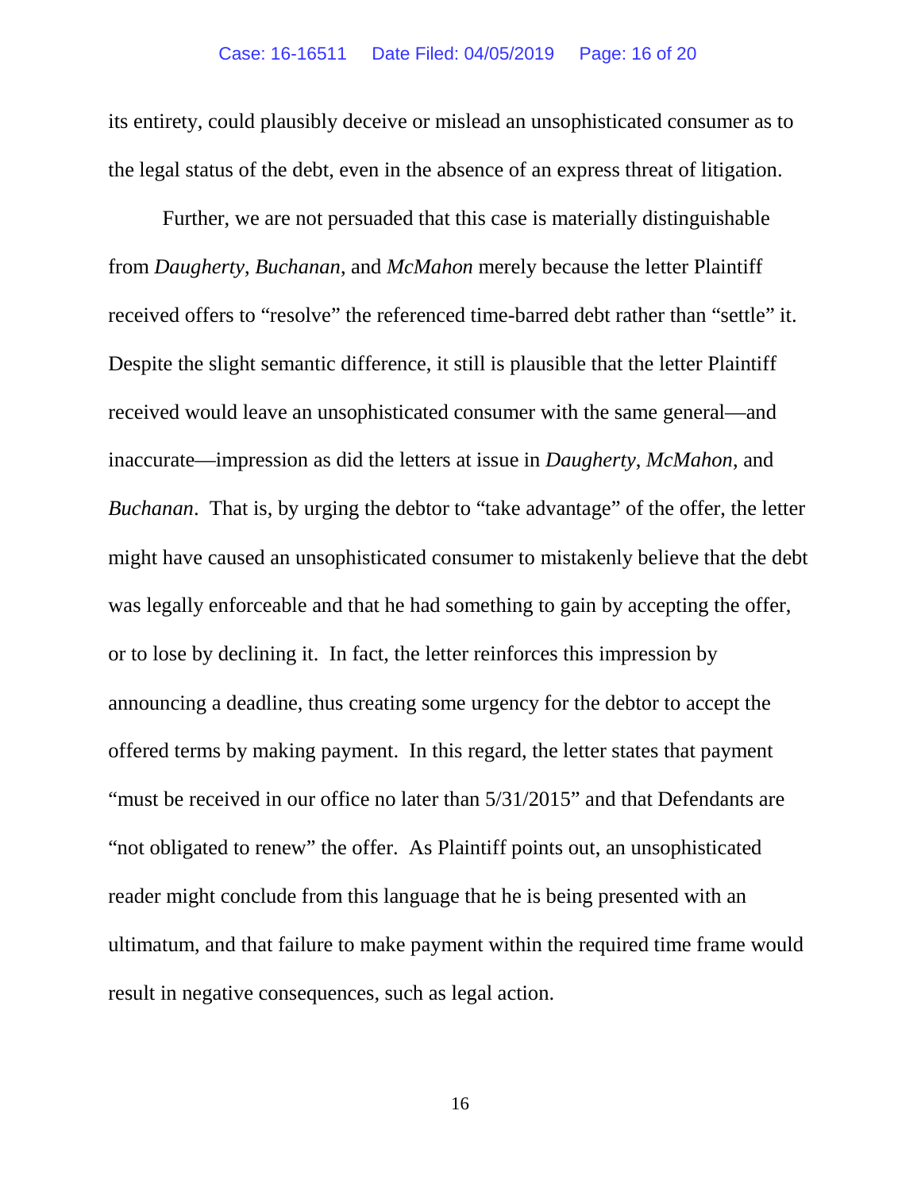its entirety, could plausibly deceive or mislead an unsophisticated consumer as to the legal status of the debt, even in the absence of an express threat of litigation.

Further, we are not persuaded that this case is materially distinguishable from *Daugherty*, *Buchanan*, and *McMahon* merely because the letter Plaintiff received offers to "resolve" the referenced time-barred debt rather than "settle" it. Despite the slight semantic difference, it still is plausible that the letter Plaintiff received would leave an unsophisticated consumer with the same general—and inaccurate—impression as did the letters at issue in *Daugherty*, *McMahon*, and *Buchanan*. That is, by urging the debtor to "take advantage" of the offer, the letter might have caused an unsophisticated consumer to mistakenly believe that the debt was legally enforceable and that he had something to gain by accepting the offer, or to lose by declining it. In fact, the letter reinforces this impression by announcing a deadline, thus creating some urgency for the debtor to accept the offered terms by making payment. In this regard, the letter states that payment "must be received in our office no later than 5/31/2015" and that Defendants are "not obligated to renew" the offer. As Plaintiff points out, an unsophisticated reader might conclude from this language that he is being presented with an ultimatum, and that failure to make payment within the required time frame would result in negative consequences, such as legal action.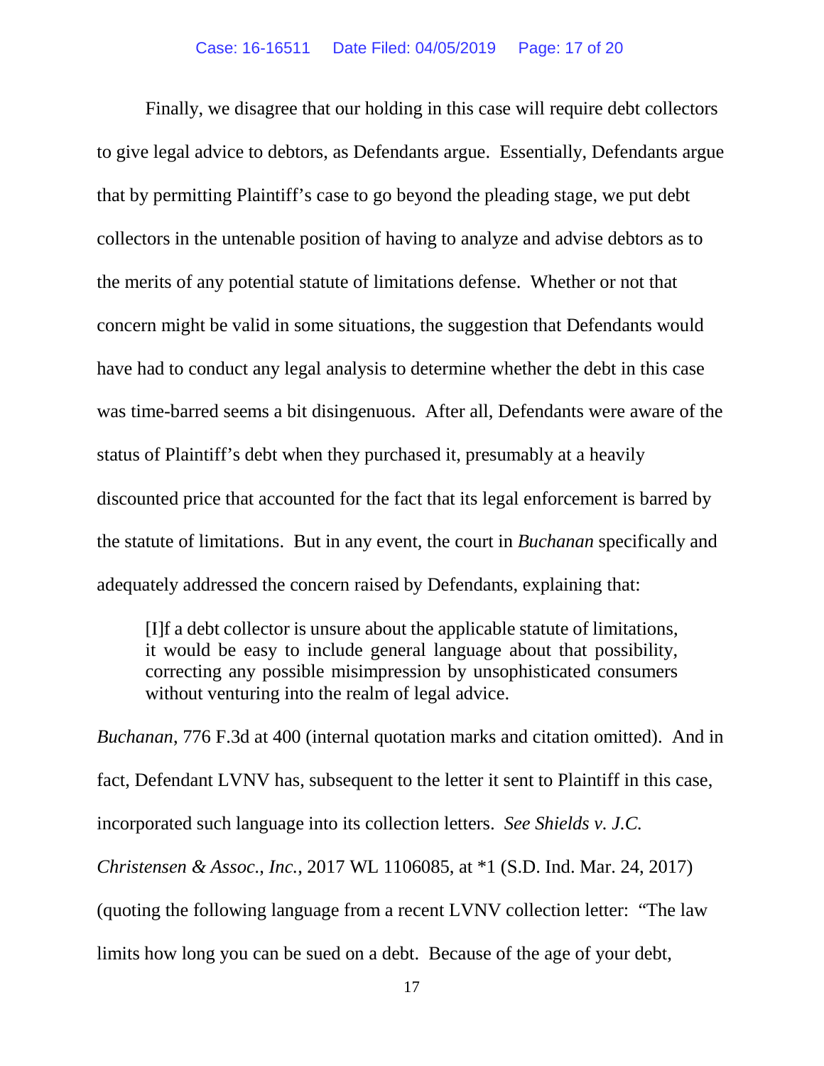Finally, we disagree that our holding in this case will require debt collectors to give legal advice to debtors, as Defendants argue. Essentially, Defendants argue that by permitting Plaintiff's case to go beyond the pleading stage, we put debt collectors in the untenable position of having to analyze and advise debtors as to the merits of any potential statute of limitations defense. Whether or not that concern might be valid in some situations, the suggestion that Defendants would have had to conduct any legal analysis to determine whether the debt in this case was time-barred seems a bit disingenuous. After all, Defendants were aware of the status of Plaintiff's debt when they purchased it, presumably at a heavily discounted price that accounted for the fact that its legal enforcement is barred by the statute of limitations. But in any event, the court in *Buchanan* specifically and adequately addressed the concern raised by Defendants, explaining that:

> [I]f a debt collector is unsure about the applicable statute of limitations, it would be easy to include general language about that possibility, correcting any possible misimpression by unsophisticated consumers without venturing into the realm of legal advice.

*Buchanan*, 776 F.3d at 400 (internal quotation marks and citation omitted). And in fact, Defendant LVNV has, subsequent to the letter it sent to Plaintiff in this case, incorporated such language into its collection letters. *See Shields v. J.C. Christensen & Assoc., Inc.*, 2017 WL 1106085, at *1 (S.D. Ind. Mar. 24, 2017) (quoting the following language from a recent LVNV collection letter: "The law limits how long you can be sued on a debt. Because of the age of your debt,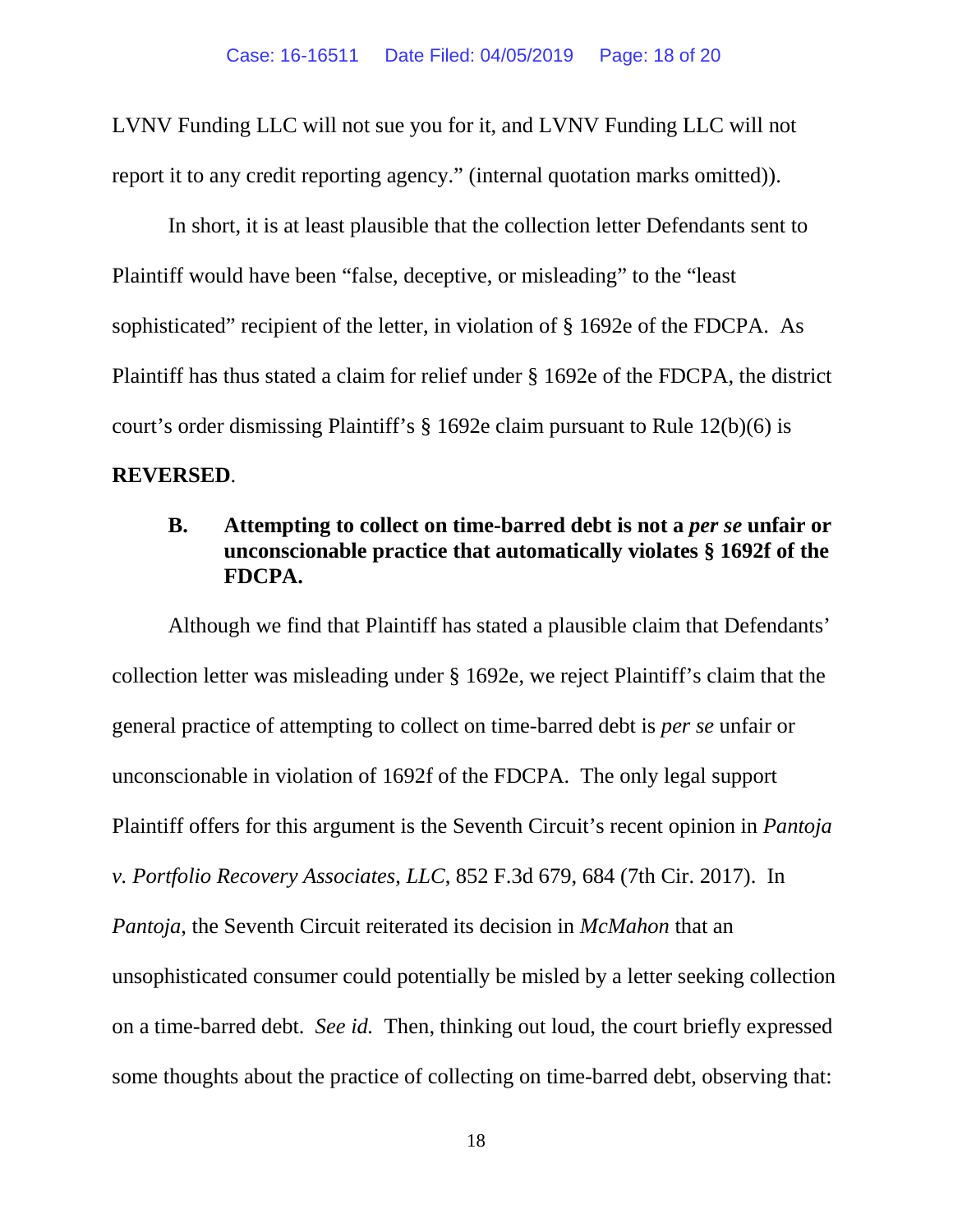LVNV Funding LLC will not sue you for it, and LVNV Funding LLC will not report it to any credit reporting agency." (internal quotation marks omitted)).

In short, it is at least plausible that the collection letter Defendants sent to Plaintiff would have been "false, deceptive, or misleading" to the "least sophisticated" recipient of the letter, in violation of § 1692e of the FDCPA. As Plaintiff has thus stated a claim for relief under § 1692e of the FDCPA, the district court's order dismissing Plaintiff's § 1692e claim pursuant to Rule 12(b)(6) is **REVERSED**.

### B. Attempting to collect on time-barred debt is not a *per se* unfair or unconscionable practice that automatically violates § 1692f of the FDCPA.

Although we find that Plaintiff has stated a plausible claim that Defendants' collection letter was misleading under § 1692e, we reject Plaintiff's claim that the general practice of attempting to collect on time-barred debt is *per se* unfair or unconscionable in violation of 1692f of the FDCPA. The only legal support Plaintiff offers for this argument is the Seventh Circuit's recent opinion in *Pantoja v. Portfolio Recovery Associates, LLC*, 852 F.3d 679, 684 (7th Cir. 2017). In *Pantoja*, the Seventh Circuit reiterated its decision in *McMahon* that an unsophisticated consumer could potentially be misled by a letter seeking collection on a time-barred debt. *See id.* Then, thinking out loud, the court briefly expressed some thoughts about the practice of collecting on time-barred debt, observing that: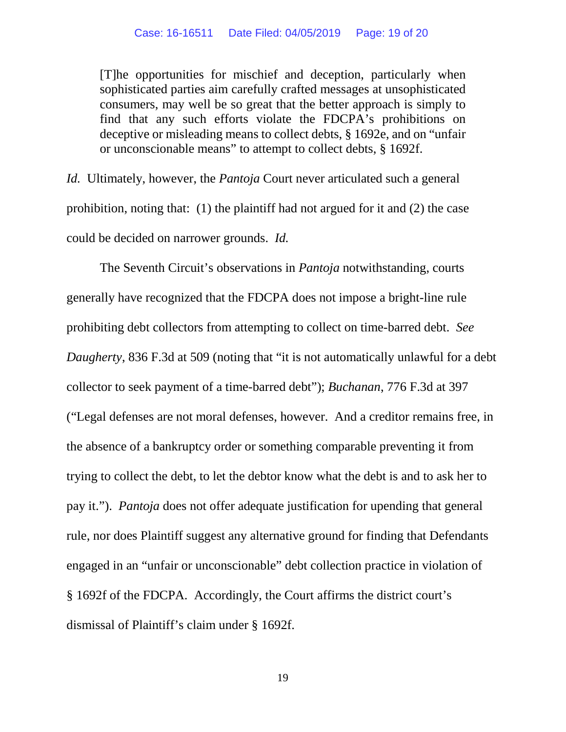> [T]he opportunities for mischief and deception, particularly when sophisticated parties aim carefully crafted messages at unsophisticated consumers, may well be so great that the better approach is simply to find that any such efforts violate the FDCPA's prohibitions on deceptive or misleading means to collect debts, § 1692e, and on "unfair or unconscionable means" to attempt to collect debts, § 1692f.

*Id.* Ultimately, however, the *Pantoja* Court never articulated such a general prohibition, noting that: (1) the plaintiff had not argued for it and (2) the case could be decided on narrower grounds. *Id.*

The Seventh Circuit's observations in *Pantoja* notwithstanding, courts generally have recognized that the FDCPA does not impose a bright-line rule prohibiting debt collectors from attempting to collect on time-barred debt. *See Daugherty*, 836 F.3d at 509 (noting that "it is not automatically unlawful for a debt collector to seek payment of a time-barred debt"); *Buchanan*, 776 F.3d at 397 ("Legal defenses are not moral defenses, however. And a creditor remains free, in the absence of a bankruptcy order or something comparable preventing it from trying to collect the debt, to let the debtor know what the debt is and to ask her to pay it."). *Pantoja* does not offer adequate justification for upending that general rule, nor does Plaintiff suggest any alternative ground for finding that Defendants engaged in an "unfair or unconscionable" debt collection practice in violation of § 1692f of the FDCPA. Accordingly, the Court affirms the district court's dismissal of Plaintiff's claim under § 1692f.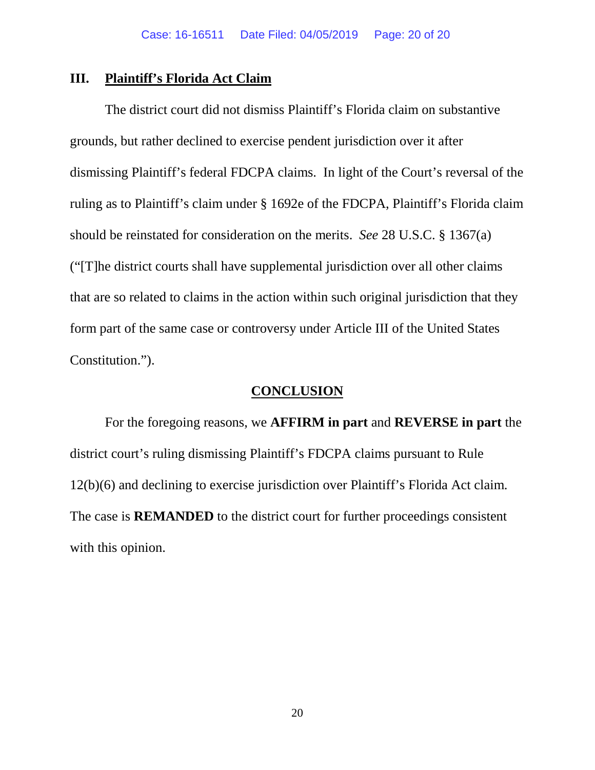## III. Plaintiff's Florida Act Claim

The district court did not dismiss Plaintiff's Florida claim on substantive grounds, but rather declined to exercise pendent jurisdiction over it after dismissing Plaintiff's federal FDCPA claims. In light of the Court's reversal of the ruling as to Plaintiff's claim under § 1692e of the FDCPA, Plaintiff's Florida claim should be reinstated for consideration on the merits. *See* 28 U.S.C. § 1367(a) ("[T]he district courts shall have supplemental jurisdiction over all other claims that are so related to claims in the action within such original jurisdiction that they form part of the same case or controversy under Article III of the United States Constitution.").

## CONCLUSION

For the foregoing reasons, we **AFFIRM in part** and **REVERSE in part** the district court's ruling dismissing Plaintiff's FDCPA claims pursuant to Rule 12(b)(6) and declining to exercise jurisdiction over Plaintiff's Florida Act claim. The case is **REMANDED** to the district court for further proceedings consistent with this opinion.